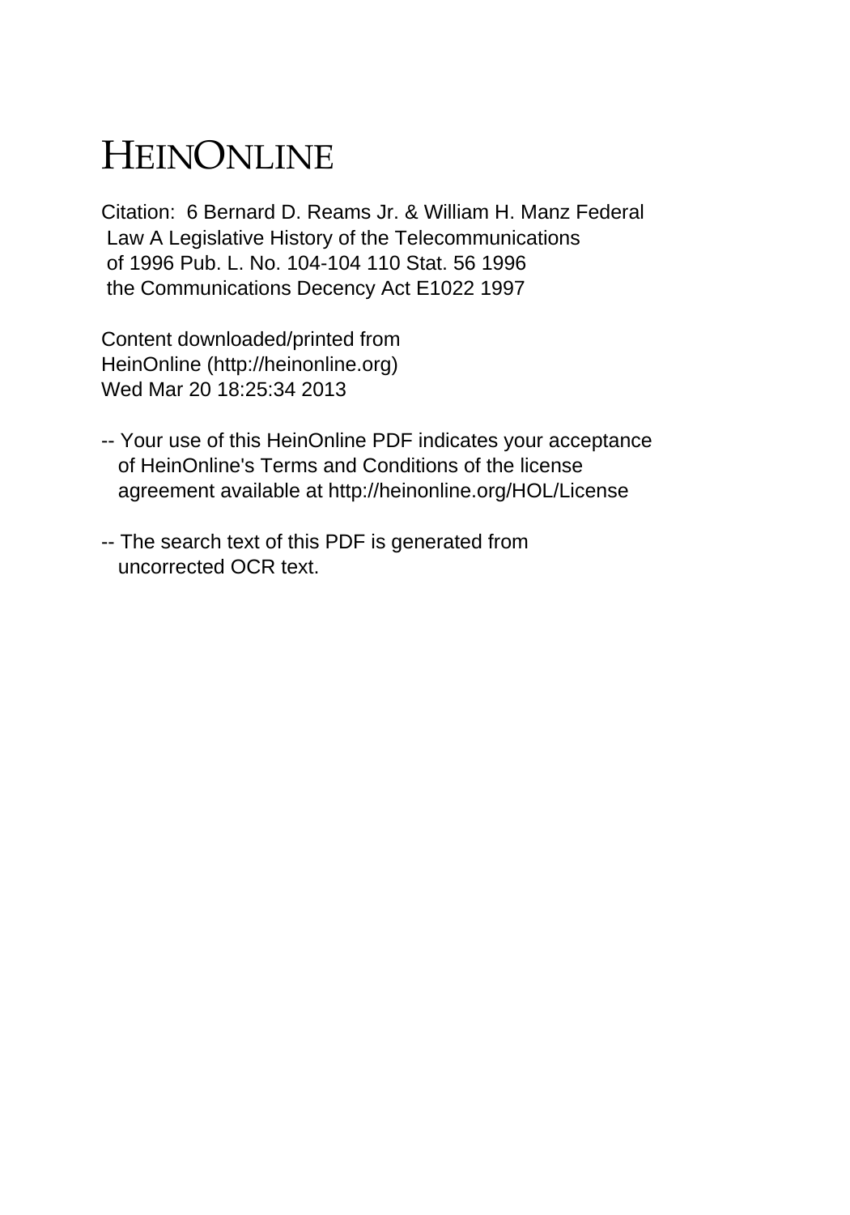# HEINONLINE

Citation: 6 Bernard D. Reams Jr. & William H. Manz Federal Law A Legislative History of the Telecommunications of 1996 Pub. L. No. 104-104 110 Stat. 56 1996 the Communications Decency Act E1022 1997

Content downloaded/printed from HeinOnline (http://heinonline.org) Wed Mar 20 18:25:34 2013

-- Your use of this HeinOnline PDF indicates your acceptance of HeinOnline's Terms and Conditions of the license agreement available at http://heinonline.org/HOL/License

-- The search text of this PDF is generated from uncorrected OCR text.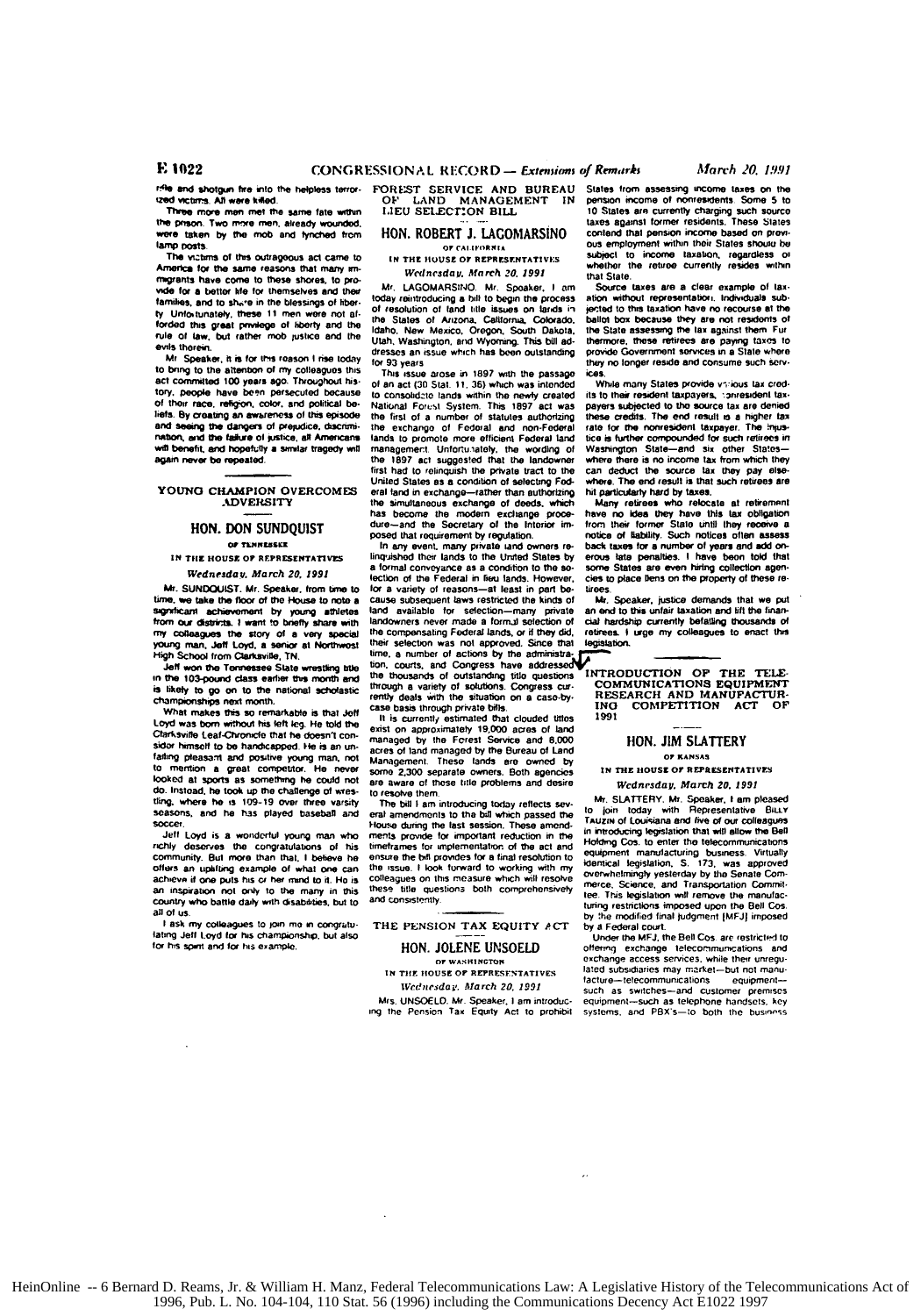rifle and shotgun fire into the helpless terrorized victims. All were killed.

Three more men met the same fate within the prison. Two more men, already wounded, were taken by the mob and lynched from lamp posts.

The victims of this outrageous act came to America for the same reasons that many immigrants have come to these shores, to provide for a better life for themselves and their families, and to share in the blessings of liberty. Unfortunately, these 11 men were not afforded this great privilege of liberty and the rule of law, but rather mob justice and the evils therein.

Mr Speaker, it is for this reason I rise today to bring to the attention of my colleagues this act committed 100 years ago. Throughout history, people have been persecuted because of their race, religion, color, and political beliefs. By creating an awareness of this episode and seeing the dangers of prejudice, discrimination, and the failure of justice, all Americans will benefit, and hopefully a similar tragedy will again never be repeated.

## YOUNG CHAMPION OVERCOMES ADVERSITY

### HON. DON SUNDQUIST

OF TENNESSEE

IN THE HOUSE OF REPRESENTATIVES

*Wednesday, March 20, 1991*

Mr. SUNDQUIST. Mr. Speaker, from time to time, we take the floor of the House to note a significant achievement by young athletes from our districts. I want to briefly share with my colleagues the story of a very special young man, Jeff Loyd, a senior at Northwest High School from Clarksville, TN.

Jeff won the Tennessee State wrestling title in the 103-pound class earlier this month and is likely to go on to the national scholastic championships next month.

What makes this so remarkable is that Jeff Loyd was born without his left leg. He told the Clarksville Leaf-Chronicle that he doesn't consider himself to be handicapped. He is an unfailing pleasant and positive young man, not to mention a great competitor. He never looked at sports as something he could not do. Instead, he took up the challenge of wrestling, where he is 109-19 over three varsity seasons, and he has played baseball and soccer.

Jeff Loyd is a wonderful young man who richly deserves the congratulations of his community. But more than that, I believe he offers an uplifting example of what one can achieve if one puts his or her mind to it. He is an inspiration not only to the many in this country who battle daily with disabilities, but to all of us.

I ask my colleagues to join me in congratulating Jeff Loyd for his championship, but also for his spirit and for his example.

## FOREST SERVICE AND BUREAU OF LAND MANAGEMENT IN LIEU SELECTION BILL

### HON. ROBERT J. LAGOMARSINO

OF CALIFORNIA

IN THE HOUSE OF REPRESENTATIVES

*Wednesday, March 20, 1991*

Mr. LAGOMARSINO. Mr. Speaker, I am today reintroducing a bill to begin the process of resolution of land title issues on lands in the States of Arizona, California, Colorado, Idaho, New Mexico, Oregon, South Dakota, Utah, Washington, and Wyoming. This bill addresses an issue which has been outstanding for 93 years.

This issue arose in 1897 with the passage of an act (30 Stat. 11, 36) which was intended to consolidate lands within the newly created National Forest System. This 1897 act was the first of a number of statutes authorizing the exchange of Federal and non-Federal lands to promote more efficient Federal land management. Unfortunately, the wording of the 1897 act suggested that the landowner first had to relinquish the private tract to the United States as a condition of selecting Federal land in exchange—rather than authorizing the simultaneous exchange of deeds, which has become the modern exchange procedure—and the Secretary of the Interior imposed that requirement by regulation.

In any event, many private land owners relinquished their lands to the United States by a formal conveyance as a condition to the selection of the Federal in lieu lands. However, for a variety of reasons—at least in part because subsequent laws restricted the kinds of land available for selection—many private landowners never made a formal selection of the compensating Federal lands, or if they did, their selection was not approved. Since that time, a number of actions by the administration, courts, and Congress have addressed the thousands of outstanding title questions through a variety of solutions. Congress currently deals with the situation on a case-by-case basis through private bills.

It is currently estimated that clouded titles exist on approximately 19,000 acres of land managed by the Forest Service and 8,000 acres of land managed by the Bureau of Land Management. These lands are owned by some 2,300 separate owners. Both agencies are aware of these title problems and desire to resolve them.

The bill I am introducing today reflects several amendments to the bill which passed the House during the last session. These amendments provide for important reduction in the timeframes for implementation of the act and ensure the bill provides for a final resolution to the issue. I look forward to working with my colleagues on this measure which will resolve these title questions both comprehensively and consistently.

## THE PENSION TAX EQUITY ACT

### HON. JOLENE UNSOELD

OF WASHINGTON

IN THE HOUSE OF REPRESENTATIVES

*Wednesday, March 20, 1991*

Mrs. UNSOELD. Mr. Speaker, I am introducing the Pension Tax Equity Act to prohibit States from assessing income taxes on the pension income of nonresidents. Some 5 to 10 States are currently charging such source taxes against former residents. These States contend that pension income based on previous employment within their States should be subject to income taxation, regardless of whether the retiree currently resides within that State.

Source taxes are a clear example of taxation without representation. Individuals subjected to this taxation have no recourse at the ballot box because they are not residents of the State assessing the tax against them. Furthermore, these retirees are paying taxes to provide Government services in a State where they no longer reside and consume such services.

While many States provide various tax credits to their resident taxpayers, nonresident taxpayers subjected to the source tax are denied these credits. The end result is a higher tax rate for the nonresident taxpayer. The injustice is further compounded for such retirees in Washington State—and six other States—where there is no income tax from which they can deduct the source tax they pay elsewhere. The end result is that such retirees are hit particularly hard by taxes.

Many retirees who relocate at retirement have no idea they have this tax obligation from their former State until they receive a notice of liability. Such notices often assess back taxes for a number of years and add onerous late penalties. I have been told that some States are even hiring collection agencies to place liens on the property of these retirees.

Mr. Speaker, justice demands that we put an end to this unfair taxation and lift the financial hardship currently befalling thousands of retirees. I urge my colleagues to enact this legislation.

## INTRODUCTION OF THE TELECOMMUNICATIONS EQUIPMENT RESEARCH AND MANUFACTURING COMPETITION ACT OF 1991

### HON. JIM SLATTERY

OF KANSAS

IN THE HOUSE OF REPRESENTATIVES

*Wednesday, March 20, 1991*

Mr. SLATTERY. Mr. Speaker, I am pleased to join today with Representative BILLY TAUZIN of Louisiana and five of our colleagues in introducing legislation that will allow the Bell Holding Cos. to enter the telecommunications equipment manufacturing business. Virtually identical legislation, S. 173, was approved overwhelmingly yesterday by the Senate Commerce, Science, and Transportation Committee. This legislation will remove the manufacturing restrictions imposed upon the Bell Cos. by the modified final judgment [MFJ] imposed by a Federal court.

Under the MFJ, the Bell Cos. are restricted to offering exchange telecommunications and exchange access services, while their unregulated subsidiaries may market—but not manufacture—telecommunications equipment—such as switches—and customer premises equipment—such as telephone handsets, key systems, and PBX's—to both the business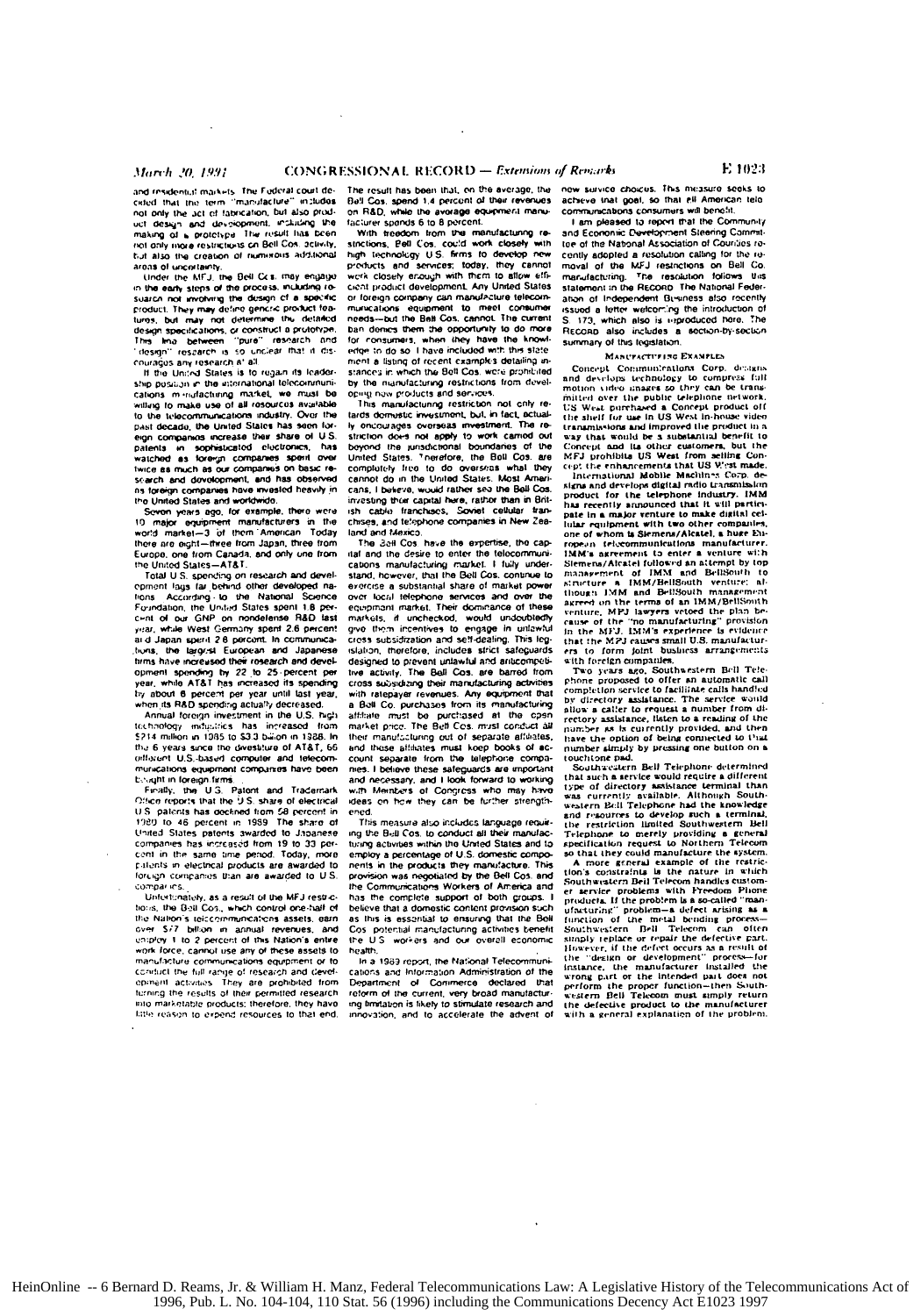and residential markets. The Federal court decided that the term "manufacture" includes not only the act of fabrication, but also product design and development, including the making of a prototype. The result has been not only more restrictions on Bell Cos. activity, but also the creation of numerous additional areas of uncertainty.

Under the MFJ, the Bell Cos. may engage in the early steps of the process, including research not involving the design of a specific product. They may define generic product features, but may not determine the detailed design specifications, or construct a prototype. This line between "pure" research and "design" research is so unclear that it discourages any research at all.

If the United States is to regain its leadership position in the international telecommunications manufacturing market, we must be willing to make use of all resources available to the telecommunications industry. Over the past decade, the United States has seen foreign companies increase their share of U.S. patents in sophisticated electronics, has watched as foreign companies spent over twice as much as our companies on basic research and development, and has observed as foreign companies have invested heavily in the United States and worldwide.

Seven years ago, for example, there were 10 major equipment manufacturers in the world market—3 of them American. Today there are eight—three from Japan, three from Europe, one from Canada, and only one from the United States—AT&T.

Total U.S. spending on research and development lags far behind other developed nations. According to the National Science Foundation, the United States spent 1.8 percent of our GNP on nondefense R&D last year, while West Germany spent 2.6 percent and Japan spent 2.8 percent. In communications, the largest European and Japanese firms have increased their research and development spending by 22 to 25 percent per year, while AT&T has increased its spending by about 6 percent per year until last year, when its R&D spending actually decreased.

Annual foreign investment in the U.S. high technology industries has increased from $214 million in 1985 to $3.3 billion in 1988. In the 6 years since the divestiture of AT&T, 66 different U.S.-based computer and telecommunications equipment companies have been bought in foreign firms.

Finally, the U.S. Patent and Trademark Office reports that the U.S. share of electrical U.S. patents has declined from 58 percent in 1980 to 46 percent in 1989. The share of United States patents awarded to Japanese companies has increased from 19 to 33 percent in the same time period. Today, more patents in electrical products are awarded to foreign companies than are awarded to U.S. companies.

Unfortunately, as a result of the MFJ restrictions, the Bell Cos., which control one-half of the Nation's telecommunications assets, earn over $77 billion in annual revenues, and employ 1 to 2 percent of this Nation's entire work force, cannot use any of these assets to manufacture communications equipment or to conduct the full range of research and development activities. They are prohibited from turning the results of their permitted research into marketable products; therefore, they have little reason to expend resources to that end. The result has been that, on the average, the Bell Cos. spend 1.4 percent of their revenues on R&D, while the average equipment manufacturer spends 6 to 8 percent.

With freedom from the manufacturing restrictions, Bell Cos. could work closely with high technology U.S. firms to develop new products and services; today, they cannot work closely enough with them to allow efficient product development. Any United States or foreign company can manufacture telecommunications equipment to meet consumer needs—but the Bell Cos. cannot. The current ban denies them the opportunity to do more for consumers, when they have the knowledge to do so. I have included with this statement a listing of recent examples detailing instances in which the Bell Cos. were prohibited by the manufacturing restrictions from developing new products and services.

This manufacturing restriction not only retards domestic investment, but, in fact, actually encourages overseas investment. The restriction does not apply to work carried out beyond the jurisdictional boundaries of the United States. Therefore, the Bell Cos. are completely free to do overseas what they cannot do in the United States. Most Americans, I believe, would rather see the Bell Cos. investing their capital here, rather than in British cable franchises, Soviet cellular franchises, and telephone companies in New Zealand and Mexico.

The Bell Cos. have the expertise, the capital and the desire to enter the telecommunications manufacturing market. I fully understand, however, that the Bell Cos. continue to exercise a substantial share of market power over local telephone services and over the equipment market. Their dominance of these markets, if unchecked, would undoubtedly give them incentives to engage in unlawful cross subsidization and self-dealing. This legislation, therefore, includes strict safeguards designed to prevent unlawful and anticompetitive activity. The Bell Cos. are barred from cross subsidizing their manufacturing activities with ratepayer revenues. Any equipment that a Bell Co. purchases from its manufacturing affiliate must be purchased at the open market price. The Bell Cos. must conduct all their manufacturing out of separate affiliates, and these affiliates must keep books of account separate from the telephone companies. I believe these safeguards are important and necessary, and I look forward to working with Members of Congress who may have ideas on how they can be further strengthened.

This measure also includes language requiring the Bell Cos. to conduct all their manufacturing activities within the United States and to employ a percentage of U.S. domestic components in the products they manufacture. This provision was negotiated by the Bell Cos. and the Communications Workers of America and has the complete support of both groups. I believe that a domestic content provision such as this is essential to ensuring that the Bell Cos potential manufacturing activities benefit the U.S. workers and our overall economic health.

In a 1989 report, the National Telecommunications and Information Administration of the Department of Commerce declared that reform of the current, very broad manufacturing limitation is likely to stimulate research and innovation, and to accelerate the advent of new service choices. This measure seeks to achieve that goal, so that all American telecommunications consumers will benefit.

I am pleased to report that the Community and Economic Development Steering Committee of the National Association of Counties recently adopted a resolution calling for the removal of the MFJ restrictions on Bell Co. manufacturing. The resolution follows this statement in the RECORD. The National Federation of Independent Business also recently issued a letter welcoming the introduction of S. 173, which also is reproduced here. The RECORD also includes a section-by-section summary of this legislation.

### MANUFACTURING EXAMPLES

Concept Communications Corp. designs and develops technology to compress full motion video images so they can be transmitted over the public telephone network. US West purchased a Concept product off the shelf for use in US West in-house video transmissions and improved the product in a way that would be a substantial benefit to Concept and its other customers, but the MFJ prohibits US West from selling Concept the enhancements that US West made.

International Mobile Machines Corp. designs and develops digital radio transmission product for the telephone industry. IMM has recently announced that it will participate in a major venture to make digital cellular equipment with two other companies, one of whom is Siemens/Alcatel, a huge European telecommunications manufacturer. IMM's agreement to enter a venture with Siemens/Alcatel followed an attempt by top management of IMM and BellSouth to structure a IMM/BellSouth venture; although IMM and BellSouth management agreed on the terms of an IMM/BellSouth venture, MFJ lawyers vetoed the plan because of the MFJ's "no manufacturing" provision. IMM's experience is evidence that the MFJ causes small U.S. manufacturers to form joint business arrangements with foreign companies.

Two years ago, Southwestern Bell Telephone proposed to offer an automatic call completion service to facilitate calls handled by directory assistance. The service would allow a caller to request a number from directory assistance, listen to a reading of the number as is currently provided, and then have the option of being connected to that number simply by pressing one button on a touchtone pad.

Southwestern Bell Telephone determined that such a service would require a different type of directory assistance terminal than was currently available. Although Southwestern Bell Telephone had the knowledge and resources to develop such a terminal, the restriction limited Southwestern Bell Telephone to merely providing a general specification request to Northern Telecom so that they could manufacture the system.

A more general example of the restriction's constraints is the nature in which Southwestern Bell Telecom handles customer service problems with Freedom Phone products. If the problem is a so-called "manufacturing" problem—a defect arising as a function of the metal bending process—Southwestern Bell Telecom can often simply replace or repair the defective part. However, if the defect occurs as a result of the "design or development" process—for instance, the manufacturer installed the wrong part or the intended part does not perform the proper function—then Southwestern Bell Telecom must simply return the defective product to the manufacturer with a general explanation of the problem.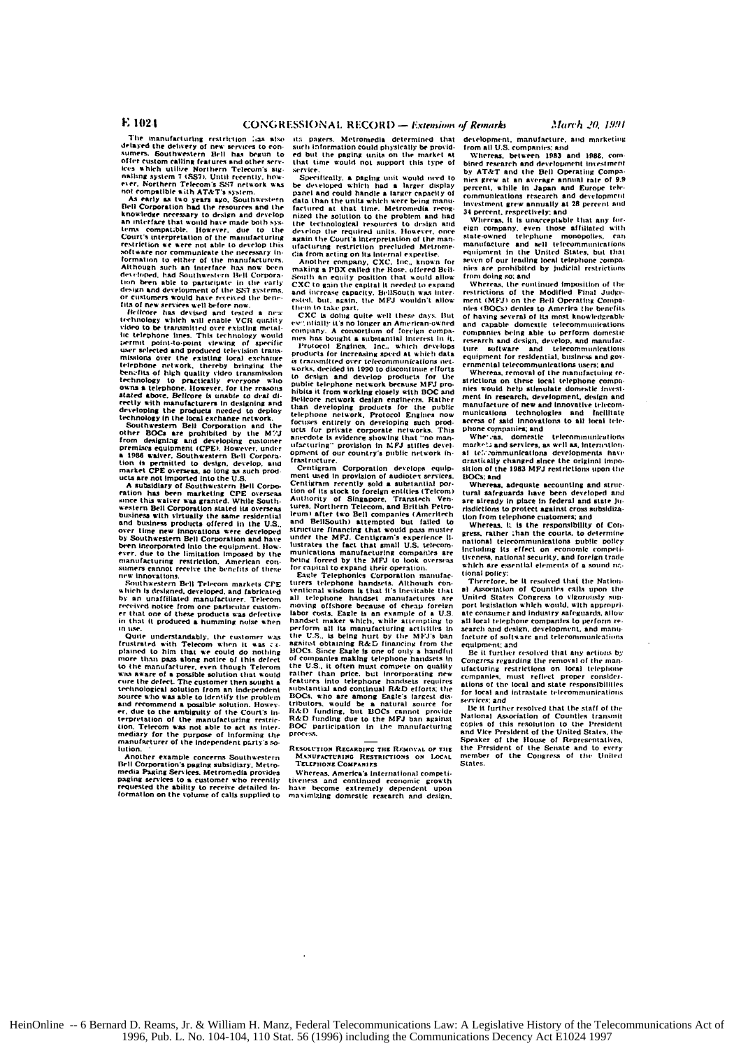The manufacturing restriction has also delayed the delivery of new services to consumers. Southwestern Bell has begun to offer custom calling features and other services which utilize Northern Telecom's signalling system 7 (SS7). Until recently, however, Northern Telecom's SS7 network was not compatible with AT&T's system.

As early as two years ago, Southwestern Bell Corporation had the resources and the knowledge necessary to design and develop an interface that would have made both systems compatible. However, due to the Court's interpretation of the manufacturing restriction we were not able to develop this software nor communicate the necessary information to either of the manufacturers. Although such an interface has now been developed, had Southwestern Bell Corporation been able to participate in the early design and development of the SS7 systems, our customers would have received the benefits of new services well before now.

Bellcore has devised and tested a new technology which will enable VCR quality video to be transmitted over existing metallic telephone lines. This technology would permit point-to-point viewing of specific user selected and produced television transmissions over the existing local exchange telephone network, thereby bringing the benefits of high quality video transmission technology to practically everyone who owns a telephone. However, for the reasons stated above, Bellcore is unable to deal directly with manufacturers in designing and developing the products needed to deploy technology in the local exchange network.

Southwestern Bell Corporation and the other BOCs are prohibited by the MFJ from designing and developing customer premises equipment (CPE). However, under a 1986 waiver, Southwestern Bell Corporation is permitted to design, develop, and market CPE overseas, so long as such products are not imported into the U.S.

A subsidiary of Southwestern Bell Corporation has been marketing CPE overseas since this waiver was granted. While Southwestern Bell Corporation stated its overseas business with virtually the same residential and business products offered in the U.S., over time new innovations were developed by Southwestern Bell Corporation and have been incorporated into the equipment. However, due to the limitation imposed by the manufacturing restriction, American consumers cannot receive the benefits of these new innovations.

Southwestern Bell Telecom markets CPE which is designed, developed, and fabricated by an unaffiliated manufacturer. Telecom received notice from one particular customer that one of these products was defective in that it produced a humming noise when in use.

Quite understandably, the customer was frustrated with Telecom when it was explained to him that we could do nothing more than pass along notice of this defect to the manufacturer, even though Telecom was aware of a possible solution that would cure the defect. The customer then sought a technological solution from an independent source who was able to identify the problem and recommend a possible solution. However, due to the ambiguity of the Court's interpretation of the manufacturing restriction, Telecom was not able to act as intermediary for the purpose of informing the manufacturer of the independent party's solution.

Another example concerns Southwestern Bell Corporation's paging subsidiary, Metromedia Paging Services. Metromedia provides paging services to a customer who recently requested the ability to receive detailed information on the volume of calls supplied to its pagers. Metromedia determined that such information could physically be provided but the paging units on the market at that time would not support this type of service.

Specifically, a paging unit would need to be developed which had a larger display panel and could handle a larger capacity of data than the units which were being manufactured at that time. Metromedia recognized the solution to the problem and had the technological resources to design and develop the required units. However, once again the Court's interpretation of the manufacturing restriction precluded Metromedia from acting on its internal expertise.

Another company, CXC, Inc., known for making a PBX called the Rose, offered BellSouth an equity position that would allow CXC to gain the capital it needed to expand and increase capacity. BellSouth was interested, but, again, the MFJ wouldn't allow them to take part.

CXC is doing quite well these days. But essentially it's no longer an American-owned company. A consortium of foreign companies has bought a substantial interest in it.

Protocol Engines, Inc., which develops products for increasing speed at which data is transmitted over telecommunications networks, decided in 1990 to discontinue efforts to design and develop products for the public telephone network because MFJ prohibits it from working closely with BOC and Bellcore network design engineers. Rather than developing products for the public telephone network, Protocol Engines now focuses entirely on developing such products for private corporate networks. This anecdote is evidence showing that "no manufacturing" provision in MFJ stifles development of our country's public network infrastructure.

Centigram Corporation develops equipment used in provision of audiotex services. Centigram recently sold a substantial portion of its stock to foreign entities (Telcom) Authority of Singapore, Transtech Ventures, Northern Telecom, and British Petroleum) after two Bell companies (Ameritech and BellSouth) attempted but failed to structure financing that would pass muster under the MFJ. Centigram's experience illustrates the fact that small U.S. telecommunications manufacturing companies are being forced by the MFJ to look overseas for capital to expand their operation.

Eagle Telephonics Corporation manufacturers telephone handsets. Although conventional wisdom is that it's inevitable that all telephone handset manufacturers are moving offshore because of cheap foreign labor costs, Eagle is an example of a U.S. handset maker which, while attempting to perform all its manufacturing activities in the U.S., is being hurt by the MFJ's ban against obtaining R&D financing from the BOCs. Since Eagle is one of only a handful of companies making telephone handsets in the U.S., it often must compete on quality rather than price, but incorporating new features into telephone handsets requires substantial and continual R&D efforts; the BOCs, who are among Eagle's largest distributors, would be a natural source for R&D funding, but BOCs cannot provide R&D funding due to the MFJ ban against BOC participation in the manufacturing process.

---

## RESOLUTION REGARDING THE REMOVAL OF THE MANUFACTURING RESTRICTIONS ON LOCAL TELEPHONE COMPANIES

Whereas, America's international competitiveness and continued economic growth have become extremely dependent upon maximizing domestic research and design, development, manufacture, and marketing from all U.S. companies; and

Whereas, between 1983 and 1988, combined research and development investment by AT&T and the Bell Operating Companies grew at an average annual rate of 9.9 percent, while in Japan and Europe telecommunications research and development investment grew annually at 28 percent and 34 percent, respectively; and

Whereas, it is unacceptable that any foreign company, even those affiliated with state-owned telephone monopolies, can manufacture and sell telecommunications equipment in the United States, but that seven of our leading local telephone companies are prohibited by judicial restrictions from doing so; and

Whereas, the continued imposition of the restrictions of the Modified Final Judgement (MFJ) on the Bell Operating Companies (BOCs) denies to America the benefits of having several of its most knowledgeable and capable domestic telecommunications companies being able to perform domestic research and design, develop, and manufacture software and telecommunications equipment for residential, business and governmental telecommunications users; and

Whereas, removal of the manufacturing restrictions on these local telephone companies would help stimulate domestic investment in research, development, design and manufacture of new and innovative telecommunications technologies and facilitate access of said innovations to all local telephone companies; and

Whereas, domestic telecommunications markets and services, as well as, international telecommunications developments have drastically changed since the original imposition of the 1983 MFJ restrictions upon the BOCs; and

Whereas, adequate accounting and structural safeguards have been developed and are already in place in federal and state jurisdictions to protect against cross subsidization from telephone customers; and

Whereas, it is the responsibility of Congress, rather than the courts, to determine national telecommunications public policy including its effect on economic competitiveness, national security, and foreign trade which are essential elements of a sound national policy:

Therefore, be it resolved that the National Association of Counties calls upon the United States Congress to vigorously support legislation which would, with appropriate consumer and industry safeguards, allow all local telephone companies to perform research and design, development, and manufacture of software and telecommunications equipment; and

Be it further resolved that any actions by Congress regarding the removal of the manufacturing restrictions on local telephone companies, must reflect proper considerations of the local and state responsibilities for local and intrastate telecommunications services; and

Be it further resolved that the staff of the National Association of Counties transmit copies of this resolution to the President and Vice President of the United States, the Speaker of the House of Representatives, the President of the Senate and to every member of the Congress of the United States.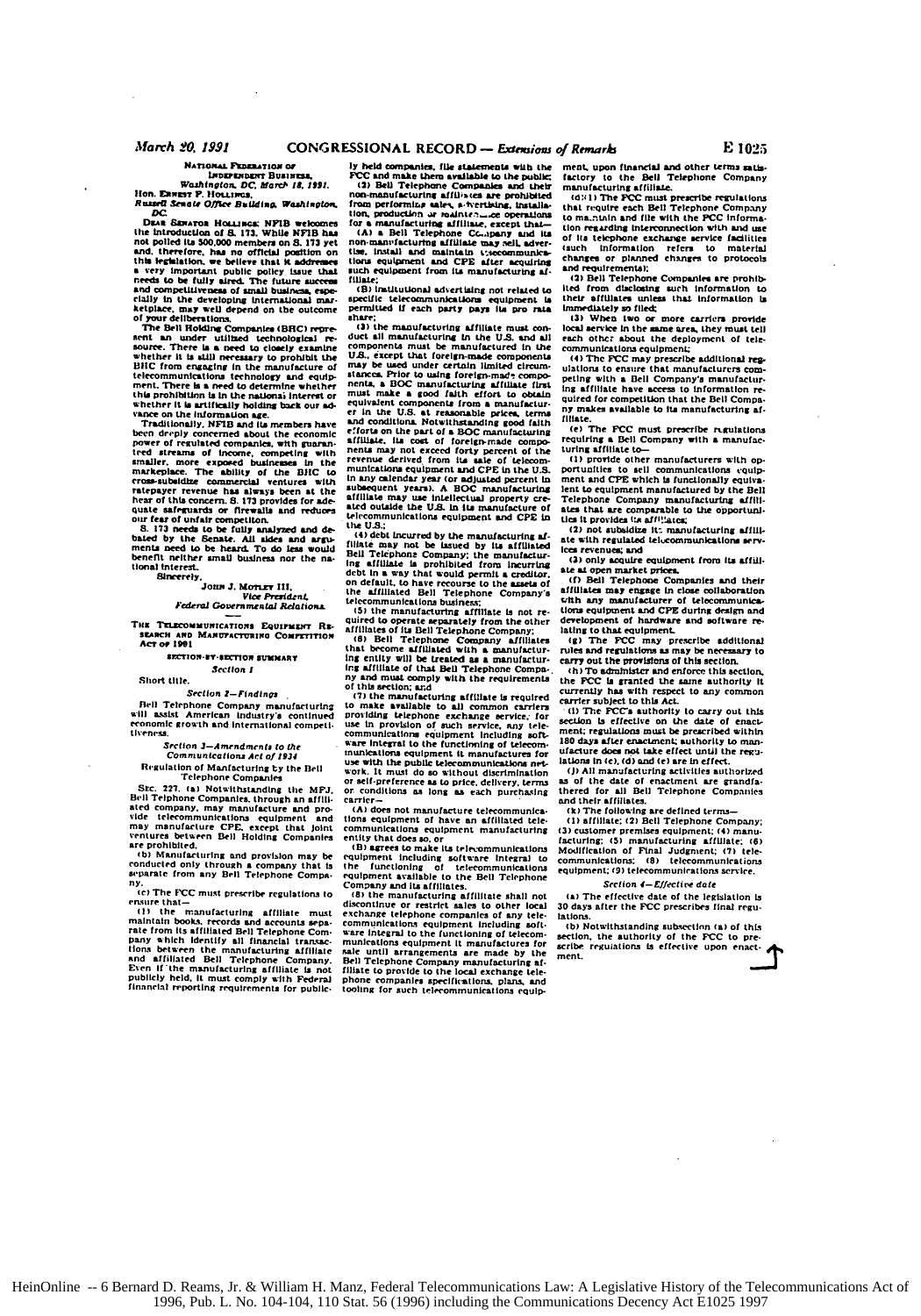NATIONAL FEDERATION OF INDEPENDENT BUSINESS,
*Washington, DC, March 18, 1991.*

Hon. ERNEST F. HOLLINGS,
*Russell Senate Office Building, Washington, DC.*

DEAR SENATOR HOLLINGS: NFIB welcomes the introduction of S. 173. While NFIB has not polled its 500,000 members on S. 173 yet and, therefore, has no official position on this legislation, we believe that it addresses a very important public policy issue that needs to be fully aired. The future success and competitiveness of small business, especially in the developing international marketplace, may well depend on the outcome of your deliberations.

The Bell Holding Companies (BHC) represent an under utilized technological resource. There is a need to closely examine whether it is still necessary to prohibit the BHC from engaging in the manufacture of telecommunications technology and equipment. There is a need to determine whether this prohibition is in the national interest or whether it is artificially holding back our advance on the information age.

Traditionally, NFIB and its members have been deeply concerned about the economic power of regulated companies, with guaranteed streams of income, competing with smaller, more exposed businesses in the marketplace. The ability of the BHC to cross-subsidize commercial ventures with ratepayer revenue has always been at the heart of this concern. S. 173 provides for adequate safeguards or firewalls and reduces our fear of unfair competition.

S. 173 needs to be fully analyzed and debated by the Senate. All sides and arguments need to be heard. To do less would benefit neither small business nor the national interest.

Sincerely,

JOHN J. MOTLEY III,
*Vice President,*
*Federal Governmental Relations.*

## THE TELECOMMUNICATIONS EQUIPMENT RESEARCH AND MANUFACTURING COMPETITION ACT OF 1991

### SECTION-BY-SECTION SUMMARY

#### *Section 1*

Short title.

#### *Section 2—Findings*

Bell Telephone Company manufacturing will assist American industry's continued economic growth and international competitiveness.

#### *Section 3—Amendments to the Communications Act of 1934*

Regulation of Manfacturing by the Bell Telephone Companies

SEC. 227. (a) Notwithstanding the MFJ, Bell Telephone Companies, through an affiliated company, may manufacture and provide telecommunications equipment and may manufacture CPE, except that joint ventures between Bell Holding Companies are prohibited.

(b) Manufacturing and provision may be conducted only through a company that is separate from any Bell Telephone Company.

(c) The FCC must prescribe regulations to ensure that—

(1) the manufacturing affiliate must maintain books, records and accounts separate from its affiliated Bell Telephone Company which identify all financial transactions between the manufacturing affiliate and affiliated Bell Telephone Company. Even if the manufacturing affiliate is not publicly held, it must comply with Federal financial reporting requirements for publicly held companies, file statements with the FCC and make them available to the public;

(2) Bell Telephone Companies and their non-manufacturing affiliates are prohibited from performing sales, advertising, installation, production or maintenance operations for a manufacturing affiliate, except that—

(A) a Bell Telephone Company and its non-manufacturing affiliate may sell, advertise, install and maintain telecommunications equipment and CPE after acquiring such equipment from its manufacturing affiliate;

(B) institutional advertising not related to specific telecommunications equipment is permitted if each party pays its pro rata share;

(3) the manufacturing affiliate must conduct all manufacturing in the U.S. and all components must be manufactured in the U.S., except that foreign-made components may be used under certain limited circumstances. Prior to using foreign-made components, a BOC manufacturing affiliate first must make a good faith effort to obtain equivalent components from a manufacturer in the U.S. at reasonable prices, terms and conditions. Notwithstanding good faith efforts on the part of a BOC manufacturing affiliate, its cost of foreign-made components may not exceed forty percent of the revenue derived from its sale of telecommunications equipment and CPE in the U.S. in any calendar year (or adjusted percent in subsequent years). A BOC manufacturing affiliate may use intellectual property created outside the U.S. in its manufacture of telecommunications equipment and CPE in the U.S.;

(4) debt incurred by the manufacturing affiliate may not be issued by its affiliated Bell Telephone Company; the manufacturing affiliate is prohibited from incurring debt in a way that would permit a creditor, on default, to have recourse to the assets of the affiliated Bell Telephone Company's telecommunications business;

(5) the manufacturing affiliate is not required to operate separately from the other affiliates of its Bell Telephone Company;

(6) Bell Telephone Company affiliates that become affiliated with a manufacturing entity will be treated as a manufacturing affiliate of that Bell Telephone Company and must comply with the requirements of this section; and

(7) the manufacturing affiliate is required to make available to all common carriers providing telephone exchange service, for use in provision of such service, any telecommunications equipment including software integral to the functioning of telecommunications equipment it manufactures for use with the public telecommunications network. It must do so without discrimination or self-preference as to price, delivery, terms or conditions as long as each purchasing carrier—

(A) does not manufacture telecommunications equipment of have an affiliated telecommunications equipment manufacturing entity that does so, or

(B) agrees to make its telecommunications equipment including software integral to the functioning of telecommunications equipment available to the Bell Telephone Company and its affiliates.

(8) the manufacturing affiliate shall not discontinue or restrict sales to other local exchange telephone companies of any telecommunications equipment including software integral to the functioning of telecommunications equipment it manufactures for sale until arrangements are made by the Bell Telephone Company manufacturing affiliate to provide to the local exchange telephone companies specifications, plans, and tooling for such telecommunications equipment, upon financial and other terms satisfactory to the Bell Telephone Company manufacturing affiliate.

(d)(1) The FCC must prescribe regulations that require each Bell Telephone Company to maintain and file with the FCC information regarding interconnection with and use of its telephone exchange service facilities (such information refers to material changes or planned changes to protocols and requirements);

(2) Bell Telephone Companies are prohibited from disclosing such information to their affiliates unless that information is immediately so filed;

(3) When two or more carriers provide local service in the same area, they must tell each other about the deployment of telecommunications equipment;

(4) The FCC may prescribe additional regulations to ensure that manufacturers competing with a Bell Company's manufacturing affiliate have access to information required for competition that the Bell Company makes available to its manufacturing affiliate.

(e) The FCC must prescribe regulations requiring a Bell Company with a manufacturing affiliate to—

(1) provide other manufacturers with opportunities to sell communications equipment and CPE which is functionally equivalent to equipment manufactured by the Bell Telephone Company manufacturing affiliates that are comparable to the opportunities it provides its affiliates;

(2) not subsidize its manufacturing affiliate with regulated telecommunications services revenues; and

(3) only acquire equipment from its affiliate at open market prices.

(f) Bell Telephone Companies and their affiliates may engage in close collaboration with any manufacturer of telecommunications equipment and CPE during design and development of hardware and software relating to that equipment.

(g) The FCC may prescribe additional rules and regulations as may be necessary to carry out the provisions of this section.

(h) To administer and enforce this section, the FCC is granted the same authority it currently has with respect to any common carrier subject to this Act.

(i) The FCC's authority to carry out this section is effective on the date of enactment; regulations must be prescribed within 180 days after enactment; authority to manufacture does not take effect until the regulations in (c), (d) and (e) are in effect.

(j) All manufacturing activities authorized as of the date of enactment are grandfathered for all Bell Telephone Companies and their affiliates.

(k) The following are defined terms—

(1) affiliate; (2) Bell Telephone Company; (3) customer premises equipment; (4) manufacturing; (5) manufacturing affiliate; (6) Modification of Final Judgment; (7) telecommunications; (8) telecommunications equipment; (9) telecommunications service.

#### *Section 4—Effective date*

(a) The effective date of the legislation is 30 days after the FCC prescribes final regulations.

(b) Notwithstanding subsection (a) of this section, the authority of the FCC to prescribe regulations is effective upon enactment.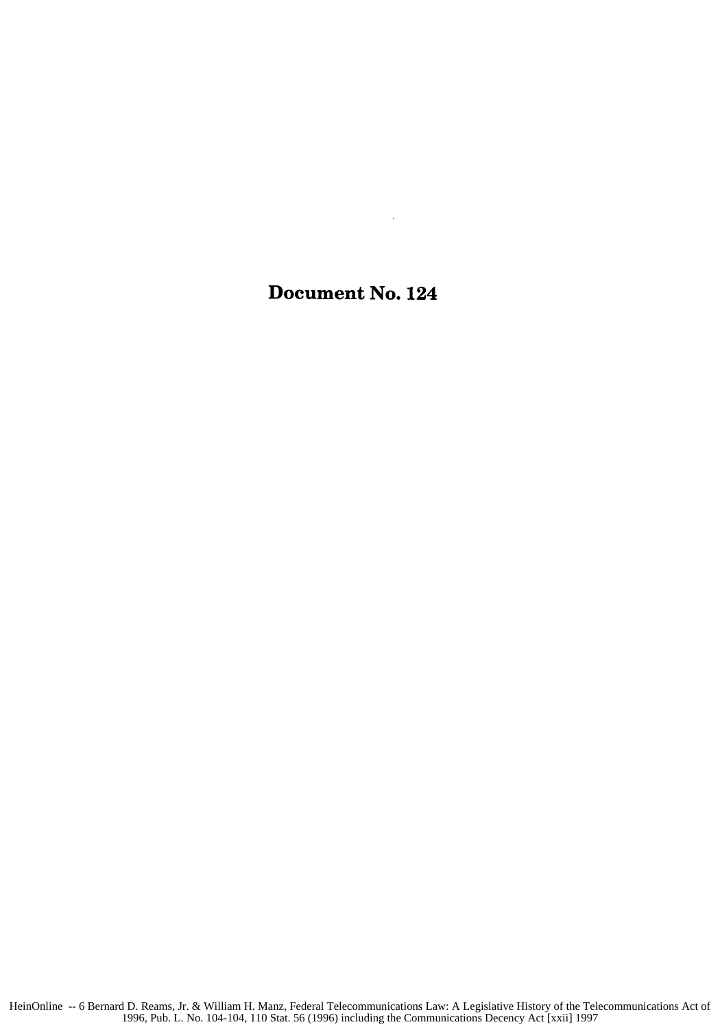# Document No. 124